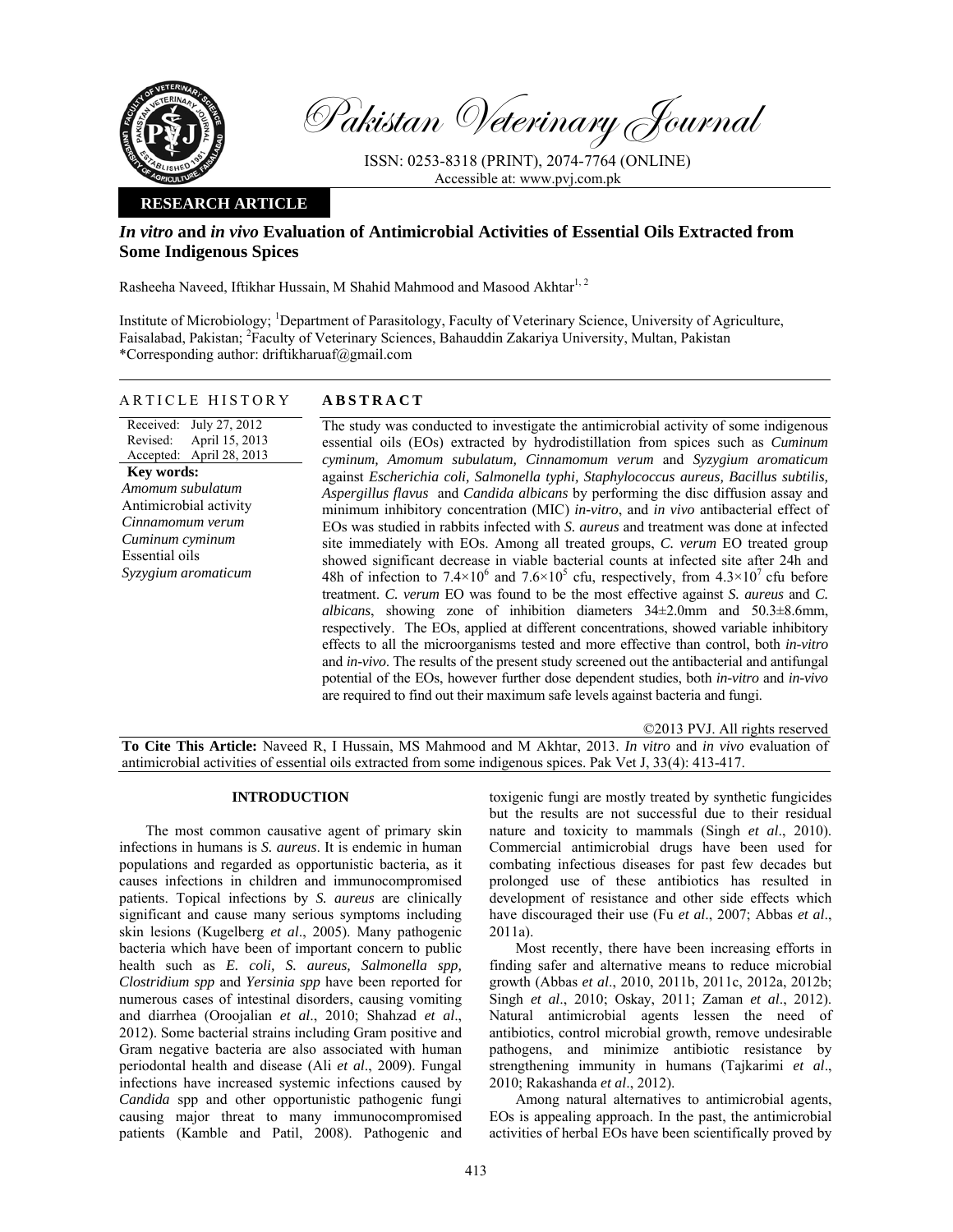Pakistan Veterinary Journal

ISSN: 0253-8318 (PRINT), 2074-7764 (ONLINE)
Accessible at: www.pvj.com.pk

**RESEARCH ARTICLE**

# *In vitro* and *in vivo* Evaluation of Antimicrobial Activities of Essential Oils Extracted from Some Indigenous Spices

Rasheeha Naveed, Iftikhar Hussain, M Shahid Mahmood and Masood Akhtar[1, 2]

Institute of Microbiology; [1]Department of Parasitology, Faculty of Veterinary Science, University of Agriculture, Faisalabad, Pakistan; [2]Faculty of Veterinary Sciences, Bahauddin Zakariya University, Multan, Pakistan
*Corresponding author: driftikharuaf@gmail.com

## ARTICLE HISTORY

Received: July 27, 2012
Revised: April 15, 2013
Accepted: April 28, 2013

**Key words:**
*Amomum subulatum*
Antimicrobial activity
*Cinnamomum verum*
*Cuminum cyminum*
Essential oils
*Syzygium aromaticum*

## ABSTRACT

The study was conducted to investigate the antimicrobial activity of some indigenous essential oils (EOs) extracted by hydrodistillation from spices such as *Cuminum cyminum, Amomum subulatum, Cinnamomum verum* and *Syzygium aromaticum* against *Escherichia coli, Salmonella typhi, Staphylococcus aureus, Bacillus subtilis, Aspergillus flavus* and *Candida albicans* by performing the disc diffusion assay and minimum inhibitory concentration (MIC) *in-vitro*, and *in vivo* antibacterial effect of EOs was studied in rabbits infected with *S. aureus* and treatment was done at infected site immediately with EOs. Among all treated groups, *C. verum* EO treated group showed significant decrease in viable bacterial counts at infected site after 24h and 48h of infection to $7.4\times10^6$ and $7.6\times10^5$ cfu, respectively, from $4.3\times10^7$ cfu before treatment. *C. verum* EO was found to be the most effective against *S. aureus* and *C. albicans*, showing zone of inhibition diameters 34±2.0mm and 50.3±8.6mm, respectively. The EOs, applied at different concentrations, showed variable inhibitory effects to all the microorganisms tested and more effective than control, both *in-vitro* and *in-vivo*. The results of the present study screened out the antibacterial and antifungal potential of the EOs, however further dose dependent studies, both *in-vitro* and *in-vivo* are required to find out their maximum safe levels against bacteria and fungi.

©2013 PVJ. All rights reserved

**To Cite This Article:** Naveed R, I Hussain, MS Mahmood and M Akhtar, 2013. *In vitro* and *in vivo* evaluation of antimicrobial activities of essential oils extracted from some indigenous spices. Pak Vet J, 33(4): 413-417.

## INTRODUCTION

The most common causative agent of primary skin infections in humans is *S. aureus*. It is endemic in human populations and regarded as opportunistic bacteria, as it causes infections in children and immunocompromised patients. Topical infections by *S. aureus* are clinically significant and cause many serious symptoms including skin lesions (Kugelberg *et al*., 2005). Many pathogenic bacteria which have been of important concern to public health such as *E. coli, S. aureus, Salmonella spp, Clostridium spp* and *Yersinia spp* have been reported for numerous cases of intestinal disorders, causing vomiting and diarrhea (Oroojalian *et al*., 2010; Shahzad *et al*., 2012). Some bacterial strains including Gram positive and Gram negative bacteria are also associated with human periodontal health and disease (Ali *et al*., 2009). Fungal infections have increased systemic infections caused by *Candida* spp and other opportunistic pathogenic fungi causing major threat to many immunocompromised patients (Kamble and Patil, 2008). Pathogenic and toxigenic fungi are mostly treated by synthetic fungicides but the results are not successful due to their residual nature and toxicity to mammals (Singh *et al*., 2010). Commercial antimicrobial drugs have been used for combating infectious diseases for past few decades but prolonged use of these antibiotics has resulted in development of resistance and other side effects which have discouraged their use (Fu *et al*., 2007; Abbas *et al*., 2011a).

Most recently, there have been increasing efforts in finding safer and alternative means to reduce microbial growth (Abbas *et al*., 2010, 2011b, 2011c, 2012a, 2012b; Singh *et al*., 2010; Oskay, 2011; Zaman *et al*., 2012). Natural antimicrobial agents lessen the need of antibiotics, control microbial growth, remove undesirable pathogens, and minimize antibiotic resistance by strengthening immunity in humans (Tajkarimi *et al*., 2010; Rakashanda *et al*., 2012).

Among natural alternatives to antimicrobial agents, EOs is appealing approach. In the past, the antimicrobial activities of herbal EOs have been scientifically proved by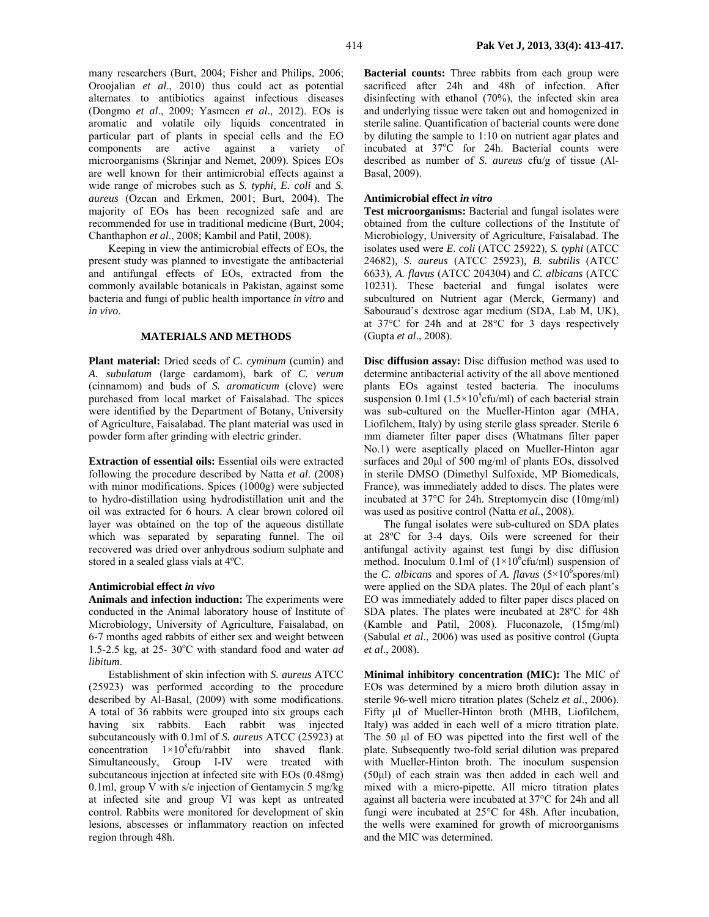many researchers (Burt, 2004; Fisher and Philips, 2006; Oroojalian *et al*., 2010) thus could act as potential alternates to antibiotics against infectious diseases (Dongmo *et al*., 2009; Yasmeen *et al*., 2012). EOs is aromatic and volatile oily liquids concentrated in particular part of plants in special cells and the EO components are active against a variety of microorganisms (Skrinjar and Nemet, 2009). Spices EOs are well known for their antimicrobial effects against a wide range of microbes such as *S. typhi, E. coli* and *S. aureus* (Ozcan and Erkmen, 2001; Burt, 2004). The majority of EOs has been recognized safe and are recommended for use in traditional medicine (Burt, 2004; Chanthaphon *et al*., 2008; Kambil and Patil, 2008).

Keeping in view the antimicrobial effects of EOs, the present study was planned to investigate the antibacterial and antifungal effects of EOs, extracted from the commonly available botanicals in Pakistan, against some bacteria and fungi of public health importance *in vitro* and *in vivo*.

## MATERIALS AND METHODS

**Plant material:** Dried seeds of *C. cyminum* (cumin) and *A. subulatum* (large cardamom), bark of *C. verum* (cinnamom) and buds of *S. aromaticum* (clove) were purchased from local market of Faisalabad. The spices were identified by the Department of Botany, University of Agriculture, Faisalabad. The plant material was used in powder form after grinding with electric grinder.

**Extraction of essential oils:** Essential oils were extracted following the procedure described by Natta *et al*. (2008) with minor modifications. Spices (1000g) were subjected to hydro-distillation using hydrodistillation unit and the oil was extracted for 6 hours. A clear brown colored oil layer was obtained on the top of the aqueous distillate which was separated by separating funnel. The oil recovered was dried over anhydrous sodium sulphate and stored in a sealed glass vials at 4ºC.

### Antimicrobial effect *in vivo*

**Animals and infection induction:** The experiments were conducted in the Animal laboratory house of Institute of Microbiology, University of Agriculture, Faisalabad, on 6-7 months aged rabbits of either sex and weight between 1.5-2.5 kg, at 25- 30°C with standard food and water *ad libitum*.

Establishment of skin infection with *S. aureus* ATCC (25923) was performed according to the procedure described by Al-Basal, (2009) with some modifications. A total of 36 rabbits were grouped into six groups each having six rabbits. Each rabbit was injected subcutaneously with 0.1ml of *S. aureus* ATCC (25923) at concentration $1\times10^8$cfu/rabbit into shaved flank. Simultaneously, Group I-IV were treated with subcutaneous injection at infected site with EOs (0.48mg) 0.1ml, group V with s/c injection of Gentamycin 5 mg/kg at infected site and group VI was kept as untreated control. Rabbits were monitored for development of skin lesions, abscesses or inflammatory reaction on infected region through 48h.

**Bacterial counts:** Three rabbits from each group were sacrificed after 24h and 48h of infection. After disinfecting with ethanol (70%), the infected skin area and underlying tissue were taken out and homogenized in sterile saline. Quantification of bacterial counts were done by diluting the sample to 1:10 on nutrient agar plates and incubated at 37°C for 24h. Bacterial counts were described as number of *S. aureus* cfu/g of tissue (Al-Basal, 2009).

### Antimicrobial effect *in vitro*

**Test microorganisms:** Bacterial and fungal isolates were obtained from the culture collections of the Institute of Microbiology, University of Agriculture, Faisalabad. The isolates used were *E. coli* (ATCC 25922), *S. typhi* (ATCC 24682), *S. aureus* (ATCC 25923), *B. subtilis* (ATCC 6633), *A. flavus* (ATCC 204304) and *C. albicans* (ATCC 10231). These bacterial and fungal isolates were subcultured on Nutrient agar (Merck, Germany) and Sabouraud's dextrose agar medium (SDA, Lab M, UK), at 37°C for 24h and at 28°C for 3 days respectively (Gupta *et al*., 2008).

**Disc diffusion assay:** Disc diffusion method was used to determine antibacterial activity of the all above mentioned plants EOs against tested bacteria. The inoculums suspension 0.1ml ($1.5\times10^5$cfu/ml) of each bacterial strain was sub-cultured on the Mueller-Hinton agar (MHA, Liofilchem, Italy) by using sterile glass spreader. Sterile 6 mm diameter filter paper discs (Whatmans filter paper No.1) were aseptically placed on Mueller-Hinton agar surfaces and 20µl of 500 mg/ml of plants EOs, dissolved in sterile DMSO (Dimethyl Sulfoxide, MP Biomedicals, France), was immediately added to discs. The plates were incubated at 37°C for 24h. Streptomycin disc (10mg/ml) was used as positive control (Natta *et al.*, 2008).

The fungal isolates were sub-cultured on SDA plates at 28ºC for 3-4 days. Oils were screened for their antifungal activity against test fungi by disc diffusion method. Inoculum 0.1ml of ($1\times10^6$cfu/ml) suspension of the *C. albicans* and spores of *A. flavus* ($5\times10^6$spores/ml) were applied on the SDA plates. The 20µl of each plant's EO was immediately added to filter paper discs placed on SDA plates. The plates were incubated at 28ºC for 48h (Kamble and Patil, 2008). Fluconazole, (15mg/ml) (Sabulal *et al*., 2006) was used as positive control (Gupta *et al*., 2008).

**Minimal inhibitory concentration (MIC):** The MIC of EOs was determined by a micro broth dilution assay in sterile 96-well micro titration plates (Schelz *et al*., 2006). Fifty µl of Mueller-Hinton broth (MHB, Liofilchem, Italy) was added in each well of a micro titration plate. The 50 µl of EO was pipetted into the first well of the plate. Subsequently two-fold serial dilution was prepared with Mueller-Hinton broth. The inoculum suspension (50µl) of each strain was then added in each well and mixed with a micro-pipette. All micro titration plates against all bacteria were incubated at 37°C for 24h and all fungi were incubated at 25°C for 48h. After incubation, the wells were examined for growth of microorganisms and the MIC was determined.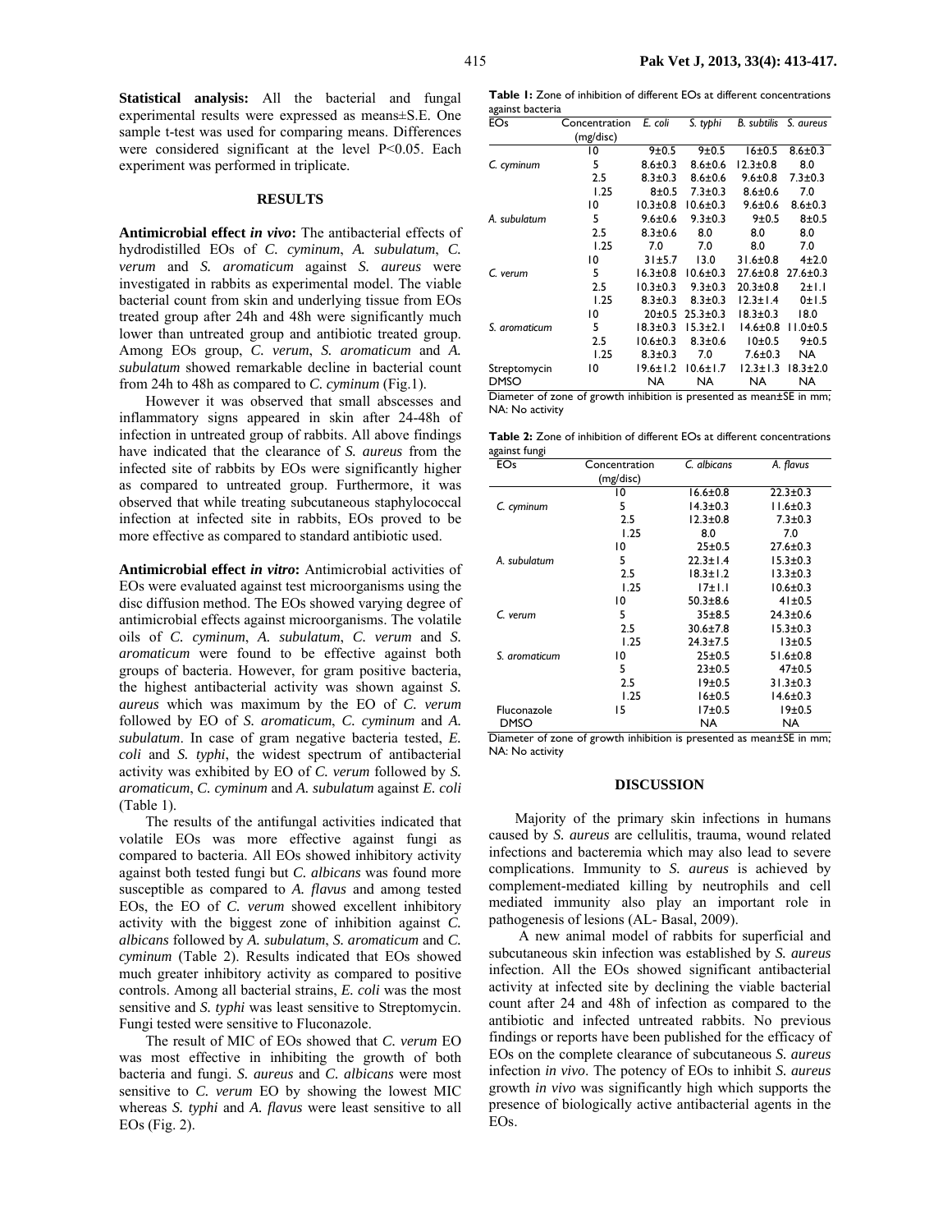**Statistical analysis:** All the bacterial and fungal experimental results were expressed as means±S.E. One sample t-test was used for comparing means. Differences were considered significant at the level P<0.05. Each experiment was performed in triplicate.

## RESULTS

**Antimicrobial effect *in vivo*:** The antibacterial effects of hydrodistilled EOs of *C. cyminum*, *A. subulatum*, *C. verum* and *S. aromaticum* against *S. aureus* were investigated in rabbits as experimental model. The viable bacterial count from skin and underlying tissue from EOs treated group after 24h and 48h were significantly much lower than untreated group and antibiotic treated group. Among EOs group, *C. verum*, *S. aromaticum* and *A. subulatum* showed remarkable decline in bacterial count from 24h to 48h as compared to *C. cyminum* (Fig.1).

However it was observed that small abscesses and inflammatory signs appeared in skin after 24-48h of infection in untreated group of rabbits. All above findings have indicated that the clearance of *S. aureus* from the infected site of rabbits by EOs were significantly higher as compared to untreated group. Furthermore, it was observed that while treating subcutaneous staphylococcal infection at infected site in rabbits, EOs proved to be more effective as compared to standard antibiotic used.

**Antimicrobial effect *in vitro*:** Antimicrobial activities of EOs were evaluated against test microorganisms using the disc diffusion method. The EOs showed varying degree of antimicrobial effects against microorganisms. The volatile oils of *C. cyminum*, *A. subulatum*, *C. verum* and *S. aromaticum* were found to be effective against both groups of bacteria. However, for gram positive bacteria, the highest antibacterial activity was shown against *S. aureus* which was maximum by the EO of *C. verum* followed by EO of *S. aromaticum*, *C. cyminum* and *A. subulatum*. In case of gram negative bacteria tested, *E. coli* and *S. typhi*, the widest spectrum of antibacterial activity was exhibited by EO of *C. verum* followed by *S. aromaticum*, *C. cyminum* and *A. subulatum* against *E. coli* (Table 1).

The results of the antifungal activities indicated that volatile EOs was more effective against fungi as compared to bacteria. All EOs showed inhibitory activity against both tested fungi but *C. albicans* was found more susceptible as compared to *A. flavus* and among tested EOs, the EO of *C. verum* showed excellent inhibitory activity with the biggest zone of inhibition against *C. albicans* followed by *A. subulatum*, *S. aromaticum* and *C. cyminum* (Table 2). Results indicated that EOs showed much greater inhibitory activity as compared to positive controls. Among all bacterial strains, *E. coli* was the most sensitive and *S. typhi* was least sensitive to Streptomycin. Fungi tested were sensitive to Fluconazole.

The result of MIC of EOs showed that *C. verum* EO was most effective in inhibiting the growth of both bacteria and fungi. *S. aureus* and *C. albicans* were most sensitive to *C. verum* EO by showing the lowest MIC whereas *S. typhi* and *A. flavus* were least sensitive to all EOs (Fig. 2).

**Table 1:** Zone of inhibition of different EOs at different concentrations against bacteria

| EOs | Concentration (mg/disc) | *E. coli* | *S. typhi* | *B. subtilis* | *S. aureus* |
|---|---|---|---|---|---|
| | 10 | 9±0.5 | 9±0.5 | 16±0.5 | 8.6±0.3 |
| *C. cyminum* | 5 | 8.6±0.3 | 8.6±0.6 | 12.3±0.8 | 8.0 |
| | 2.5 | 8.3±0.3 | 8.6±0.6 | 9.6±0.8 | 7.3±0.3 |
| | 1.25 | 8±0.5 | 7.3±0.3 | 8.6±0.6 | 7.0 |
| | 10 | 10.3±0.8 | 10.6±0.3 | 9.6±0.6 | 8.6±0.3 |
| *A. subulatum* | 5 | 9.6±0.6 | 9.3±0.3 | 9±0.5 | 8±0.5 |
| | 2.5 | 8.3±0.6 | 8.0 | 8.0 | 8.0 |
| | 1.25 | 7.0 | 7.0 | 8.0 | 7.0 |
| | 10 | 31±5.7 | 13.0 | 31.6±0.8 | 4±2.0 |
| *C. verum* | 5 | 16.3±0.8 | 10.6±0.3 | 27.6±0.8 | 27.6±0.3 |
| | 2.5 | 10.3±0.3 | 9.3±0.3 | 20.3±0.8 | 2±1.1 |
| | 1.25 | 8.3±0.3 | 8.3±0.3 | 12.3±1.4 | 0±1.5 |
| | 10 | 20±0.5 | 25.3±0.3 | 18.3±0.3 | 18.0 |
| *S. aromaticum* | 5 | 18.3±0.3 | 15.3±2.1 | 14.6±0.8 | 11.0±0.5 |
| | 2.5 | 10.6±0.3 | 8.3±0.6 | 10±0.5 | 9±0.5 |
| | 1.25 | 8.3±0.3 | 7.0 | 7.6±0.3 | NA |
| Streptomycin | 10 | 19.6±1.2 | 10.6±1.7 | 12.3±1.3 | 18.3±2.0 |
| DMSO | | NA | NA | NA | NA |

Diameter of zone of growth inhibition is presented as mean±SE in mm; NA: No activity

**Table 2:** Zone of inhibition of different EOs at different concentrations against fungi

| EOs | Concentration (mg/disc) | *C. albicans* | *A. flavus* |
|---|---|---|---|
| | 10 | 16.6±0.8 | 22.3±0.3 |
| *C. cyminum* | 5 | 14.3±0.3 | 11.6±0.3 |
| | 2.5 | 12.3±0.8 | 7.3±0.3 |
| | 1.25 | 8.0 | 7.0 |
| | 10 | 25±0.5 | 27.6±0.3 |
| *A. subulatum* | 5 | 22.3±1.4 | 15.3±0.3 |
| | 2.5 | 18.3±1.2 | 13.3±0.3 |
| | 1.25 | 17±1.1 | 10.6±0.3 |
| | 10 | 50.3±8.6 | 41±0.5 |
| *C. verum* | 5 | 35±8.5 | 24.3±0.6 |
| | 2.5 | 30.6±7.8 | 15.3±0.3 |
| | 1.25 | 24.3±7.5 | 13±0.5 |
| *S. aromaticum* | 10 | 25±0.5 | 51.6±0.8 |
| | 5 | 23±0.5 | 47±0.5 |
| | 2.5 | 19±0.5 | 31.3±0.3 |
| | 1.25 | 16±0.5 | 14.6±0.3 |
| Fluconazole | 15 | 17±0.5 | 19±0.5 |
| DMSO | | NA | NA |

Diameter of zone of growth inhibition is presented as mean±SE in mm; NA: No activity

## DISCUSSION

Majority of the primary skin infections in humans caused by *S. aureus* are cellulitis, trauma, wound related infections and bacteremia which may also lead to severe complications. Immunity to *S. aureus* is achieved by complement-mediated killing by neutrophils and cell mediated immunity also play an important role in pathogenesis of lesions (AL- Basal, 2009).

A new animal model of rabbits for superficial and subcutaneous skin infection was established by *S. aureus* infection. All the EOs showed significant antibacterial activity at infected site by declining the viable bacterial count after 24 and 48h of infection as compared to the antibiotic and infected untreated rabbits. No previous findings or reports have been published for the efficacy of EOs on the complete clearance of subcutaneous *S. aureus* infection *in vivo*. The potency of EOs to inhibit *S. aureus* growth *in vivo* was significantly high which supports the presence of biologically active antibacterial agents in the EOs.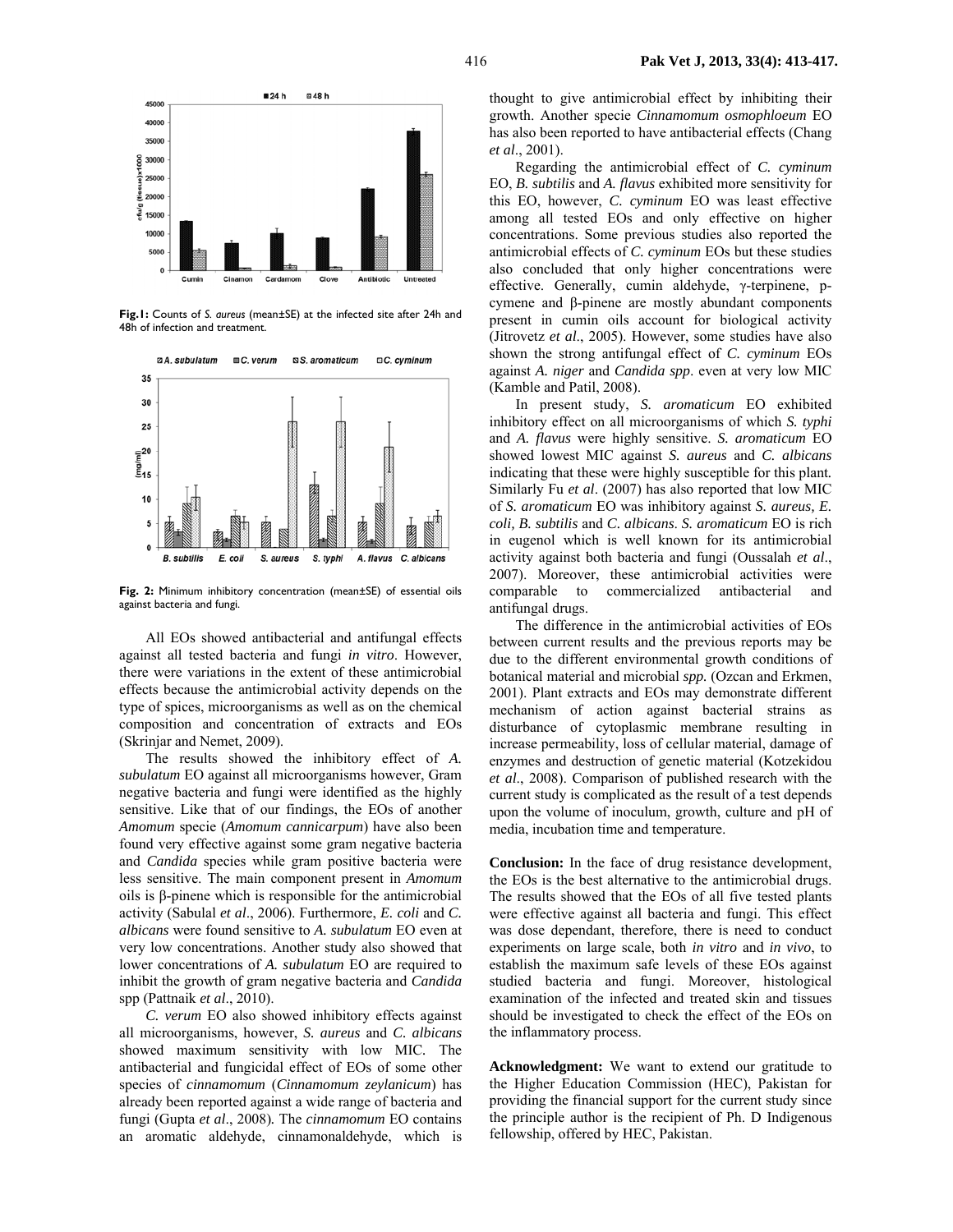Fig.1: Counts of *S. aureus* (mean±SE) at the infected site after 24h and 48h of infection and treatment.

Fig. 2: Minimum inhibitory concentration (mean±SE) of essential oils against bacteria and fungi.

All EOs showed antibacterial and antifungal effects against all tested bacteria and fungi *in vitro*. However, there were variations in the extent of these antimicrobial effects because the antimicrobial activity depends on the type of spices, microorganisms as well as on the chemical composition and concentration of extracts and EOs (Skrinjar and Nemet, 2009).

The results showed the inhibitory effect of *A. subulatum* EO against all microorganisms however, Gram negative bacteria and fungi were identified as the highly sensitive. Like that of our findings, the EOs of another *Amomum* specie (*Amomum cannicarpum*) have also been found very effective against some gram negative bacteria and *Candida* species while gram positive bacteria were less sensitive. The main component present in *Amomum* oils is β-pinene which is responsible for the antimicrobial activity (Sabulal *et al*., 2006). Furthermore, *E. coli* and *C. albicans* were found sensitive to *A. subulatum* EO even at very low concentrations. Another study also showed that lower concentrations of *A. subulatum* EO are required to inhibit the growth of gram negative bacteria and *Candida* spp (Pattnaik *et al*., 2010).

*C. verum* EO also showed inhibitory effects against all microorganisms, however, *S. aureus* and *C. albicans* showed maximum sensitivity with low MIC. The antibacterial and fungicidal effect of EOs of some other species of *cinnamomum* (*Cinnamomum zeylanicum*) has already been reported against a wide range of bacteria and fungi (Gupta *et al*., 2008). The *cinnamomum* EO contains an aromatic aldehyde, cinnamonaldehyde, which is thought to give antimicrobial effect by inhibiting their growth. Another specie *Cinnamomum osmophloeum* EO has also been reported to have antibacterial effects (Chang *et al*., 2001).

Regarding the antimicrobial effect of *C. cyminum* EO, *B. subtilis* and *A. flavus* exhibited more sensitivity for this EO, however, *C. cyminum* EO was least effective among all tested EOs and only effective on higher concentrations. Some previous studies also reported the antimicrobial effects of *C. cyminum* EOs but these studies also concluded that only higher concentrations were effective. Generally, cumin aldehyde, γ-terpinene, p-cymene and β-pinene are mostly abundant components present in cumin oils account for biological activity (Jitrovetz *et al*., 2005). However, some studies have also shown the strong antifungal effect of *C. cyminum* EOs against *A. niger* and *Candida spp*. even at very low MIC (Kamble and Patil, 2008).

In present study, *S. aromaticum* EO exhibited inhibitory effect on all microorganisms of which *S. typhi* and *A. flavus* were highly sensitive. *S. aromaticum* EO showed lowest MIC against *S. aureus* and *C. albicans* indicating that these were highly susceptible for this plant. Similarly Fu *et al*. (2007) has also reported that low MIC of *S. aromaticum* EO was inhibitory against *S. aureus, E. coli, B. subtilis* and *C. albicans*. *S. aromaticum* EO is rich in eugenol which is well known for its antimicrobial activity against both bacteria and fungi (Oussalah *et al*., 2007). Moreover, these antimicrobial activities were comparable to commercialized antibacterial and antifungal drugs.

The difference in the antimicrobial activities of EOs between current results and the previous reports may be due to the different environmental growth conditions of botanical material and microbial *spp.* (Ozcan and Erkmen, 2001). Plant extracts and EOs may demonstrate different mechanism of action against bacterial strains as disturbance of cytoplasmic membrane resulting in increase permeability, loss of cellular material, damage of enzymes and destruction of genetic material (Kotzekidou *et al*., 2008). Comparison of published research with the current study is complicated as the result of a test depends upon the volume of inoculum, growth, culture and pH of media, incubation time and temperature.

**Conclusion:** In the face of drug resistance development, the EOs is the best alternative to the antimicrobial drugs. The results showed that the EOs of all five tested plants were effective against all bacteria and fungi. This effect was dose dependant, therefore, there is need to conduct experiments on large scale, both *in vitro* and *in vivo*, to establish the maximum safe levels of these EOs against studied bacteria and fungi. Moreover, histological examination of the infected and treated skin and tissues should be investigated to check the effect of the EOs on the inflammatory process.

**Acknowledgment:** We want to extend our gratitude to the Higher Education Commission (HEC), Pakistan for providing the financial support for the current study since the principle author is the recipient of Ph. D Indigenous fellowship, offered by HEC, Pakistan.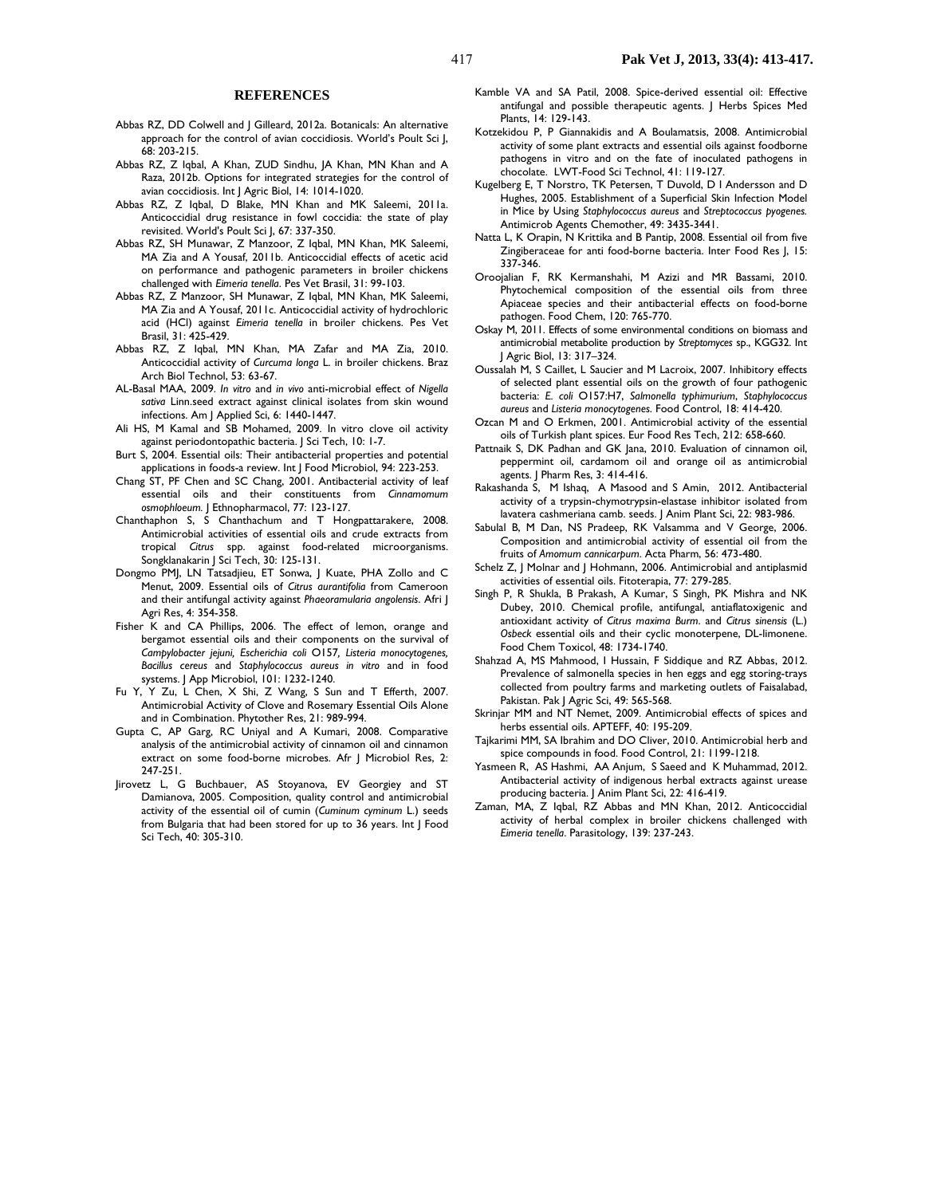## REFERENCES

Abbas RZ, DD Colwell and J Gilleard, 2012a. Botanicals: An alternative approach for the control of avian coccidiosis. World's Poult Sci J, 68: 203-215.

Abbas RZ, Z Iqbal, A Khan, ZUD Sindhu, JA Khan, MN Khan and A Raza, 2012b. Options for integrated strategies for the control of avian coccidiosis. Int J Agric Biol, 14: 1014-1020.

Abbas RZ, Z Iqbal, D Blake, MN Khan and MK Saleemi, 2011a. Anticoccidial drug resistance in fowl coccidia: the state of play revisited. World's Poult Sci J, 67: 337-350.

Abbas RZ, SH Munawar, Z Manzoor, Z Iqbal, MN Khan, MK Saleemi, MA Zia and A Yousaf, 2011b. Anticoccidial effects of acetic acid on performance and pathogenic parameters in broiler chickens challenged with *Eimeria tenella*. Pes Vet Brasil, 31: 99-103.

Abbas RZ, Z Manzoor, SH Munawar, Z Iqbal, MN Khan, MK Saleemi, MA Zia and A Yousaf, 2011c. Anticoccidial activity of hydrochloric acid (HCl) against *Eimeria tenella* in broiler chickens. Pes Vet Brasil, 31: 425-429.

Abbas RZ, Z Iqbal, MN Khan, MA Zafar and MA Zia, 2010. Anticoccidial activity of *Curcuma longa* L. in broiler chickens. Braz Arch Biol Technol, 53: 63-67.

AL-Basal MAA, 2009. *In vitro* and *in vivo* anti-microbial effect of *Nigella sativa* Linn.seed extract against clinical isolates from skin wound infections. Am J Applied Sci, 6: 1440-1447.

Ali HS, M Kamal and SB Mohamed, 2009. In vitro clove oil activity against periodontopathic bacteria. J Sci Tech, 10: 1-7.

Burt S, 2004. Essential oils: Their antibacterial properties and potential applications in foods-a review. Int J Food Microbiol, 94: 223-253.

Chang ST, PF Chen and SC Chang, 2001. Antibacterial activity of leaf essential oils and their constituents from *Cinnamomum osmophloeum*. J Ethnopharmacol, 77: 123-127.

Chanthaphon S, S Chanthachum and T Hongpattarakere, 2008. Antimicrobial activities of essential oils and crude extracts from tropical *Citrus* spp. against food-related microorganisms. Songklanakarin J Sci Tech, 30: 125-131.

Dongmo PMJ, LN Tatsadjieu, ET Sonwa, J Kuate, PHA Zollo and C Menut, 2009. Essential oils of *Citrus aurantifolia* from Cameroon and their antifungal activity against *Phaeoramularia angolensis*. Afri J Agri Res, 4: 354-358.

Fisher K and CA Phillips, 2006. The effect of lemon, orange and bergamot essential oils and their components on the survival of *Campylobacter jejuni, Escherichia coli* O157*, Listeria monocytogenes, Bacillus cereus* and *Staphylococcus aureus in vitro* and in food systems. J App Microbiol, 101: 1232-1240.

Fu Y, Y Zu, L Chen, X Shi, Z Wang, S Sun and T Efferth, 2007. Antimicrobial Activity of Clove and Rosemary Essential Oils Alone and in Combination. Phytother Res, 21: 989-994.

Gupta C, AP Garg, RC Uniyal and A Kumari, 2008. Comparative analysis of the antimicrobial activity of cinnamon oil and cinnamon extract on some food-borne microbes. Afr J Microbiol Res, 2: 247-251.

Jirovetz L, G Buchbauer, AS Stoyanova, EV Georgiey and ST Damianova, 2005. Composition, quality control and antimicrobial activity of the essential oil of cumin (*Cuminum cyminum* L.) seeds from Bulgaria that had been stored for up to 36 years. Int J Food Sci Tech, 40: 305-310.

Kamble VA and SA Patil, 2008. Spice-derived essential oil: Effective antifungal and possible therapeutic agents. J Herbs Spices Med Plants, 14: 129-143.

Kotzekidou P, P Giannakidis and A Boulamatsis, 2008. Antimicrobial activity of some plant extracts and essential oils against foodborne pathogens in vitro and on the fate of inoculated pathogens in chocolate. LWT-Food Sci Technol, 41: 119-127.

Kugelberg E, T Norstro, TK Petersen, T Duvold, D I Andersson and D Hughes, 2005. Establishment of a Superficial Skin Infection Model in Mice by Using *Staphylococcus aureus* and *Streptococcus pyogenes.* Antimicrob Agents Chemother, 49: 3435-3441.

Natta L, K Orapin, N Krittika and B Pantip, 2008. Essential oil from five Zingiberaceae for anti food-borne bacteria. Inter Food Res J, 15: 337-346.

Oroojalian F, RK Kermanshahi, M Azizi and MR Bassami, 2010. Phytochemical composition of the essential oils from three Apiaceae species and their antibacterial effects on food-borne pathogen. Food Chem, 120: 765-770.

Oskay M, 2011. Effects of some environmental conditions on biomass and antimicrobial metabolite production by *Streptomyces* sp., KGG32. Int J Agric Biol, 13: 317–324.

Oussalah M, S Caillet, L Saucier and M Lacroix, 2007. Inhibitory effects of selected plant essential oils on the growth of four pathogenic bacteria: *E. coli* O157:H7, *Salmonella typhimurium*, *Staphylococcus aureus* and *Listeria monocytogenes.* Food Control, 18: 414-420.

Ozcan M and O Erkmen, 2001. Antimicrobial activity of the essential oils of Turkish plant spices. Eur Food Res Tech, 212: 658-660.

Pattnaik S, DK Padhan and GK Jana, 2010. Evaluation of cinnamon oil, peppermint oil, cardamom oil and orange oil as antimicrobial agents. J Pharm Res, 3: 414-416.

Rakashanda S, M Ishaq, A Masood and S Amin, 2012. Antibacterial activity of a trypsin-chymotrypsin-elastase inhibitor isolated from lavatera cashmeriana camb. seeds. J Anim Plant Sci, 22: 983-986.

Sabulal B, M Dan, NS Pradeep, RK Valsamma and V George, 2006. Composition and antimicrobial activity of essential oil from the fruits of *Amomum cannicarpum*. Acta Pharm, 56: 473-480.

Schelz Z, J Molnar and J Hohmann, 2006. Antimicrobial and antiplasmid activities of essential oils. Fitoterapia, 77: 279-285.

Singh P, R Shukla, B Prakash, A Kumar, S Singh, PK Mishra and NK Dubey, 2010. Chemical profile, antifungal, antiaflatoxigenic and antioxidant activity of *Citrus maxima Burm*. and *Citrus sinensis* (L.) *Osbeck* essential oils and their cyclic monoterpene, DL-limonene. Food Chem Toxicol, 48: 1734-1740.

Shahzad A, MS Mahmood, I Hussain, F Siddique and RZ Abbas, 2012. Prevalence of salmonella species in hen eggs and egg storing-trays collected from poultry farms and marketing outlets of Faisalabad, Pakistan. Pak J Agric Sci, 49: 565-568.

Skrinjar MM and NT Nemet, 2009. Antimicrobial effects of spices and herbs essential oils. APTEFF, 40: 195-209.

Tajkarimi MM, SA Ibrahim and DO Cliver, 2010. Antimicrobial herb and spice compounds in food. Food Control, 21: 1199-1218.

Yasmeen R, AS Hashmi, AA Anjum, S Saeed and K Muhammad, 2012. Antibacterial activity of indigenous herbal extracts against urease producing bacteria. J Anim Plant Sci, 22: 416-419.

Zaman, MA, Z Iqbal, RZ Abbas and MN Khan, 2012. Anticoccidial activity of herbal complex in broiler chickens challenged with *Eimeria tenella*. Parasitology, 139: 237-243.